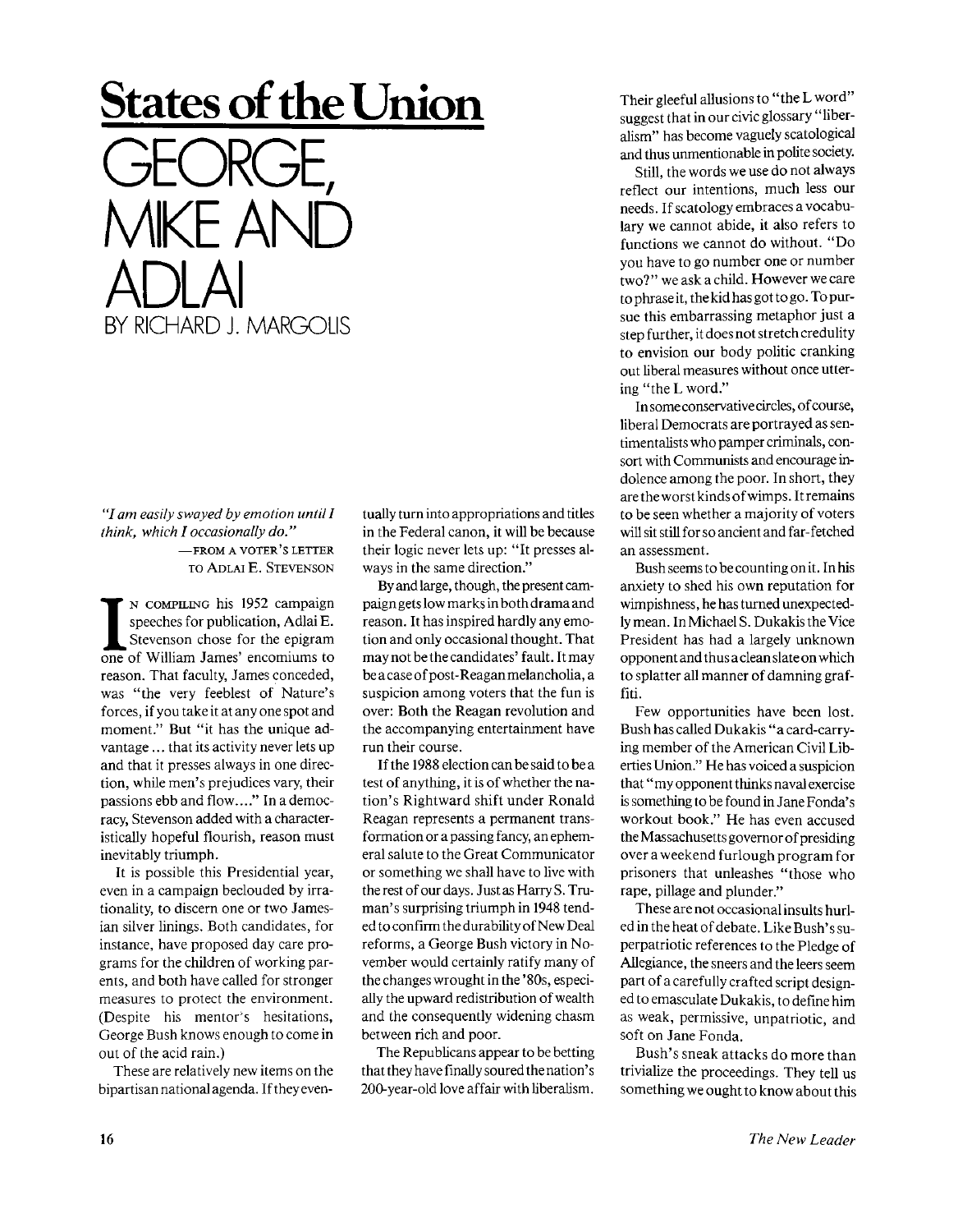# States of the Union

# GEORGE, MIKE AND ADLAI

BY RICHARD J. MARGOLIS

*"I am easily swayed by emotion until I think, which I occasionally do."*

—FROM A VOTER'S LETTER TO ADLAI E. STEVENSON

IN COMPILING his 1952 campaign speeches for publication, Adlai E. Stevenson chose for the epigram one of William James' encomiums to reason. That faculty, James conceded, was "the very feeblest of Nature's forces, if you take it at any one spot and moment." But "it has the unique advantage ... that its activity never lets up and that it presses always in one direction, while men's prejudices vary, their passions ebb and flow...." In a democracy, Stevenson added with a characteristically hopeful flourish, reason must inevitably triumph.

It is possible this Presidential year, even in a campaign beclouded by irrationality, to discern one or two Jamesian silver linings. Both candidates, for instance, have proposed day care programs for the children of working parents, and both have called for stronger measures to protect the environment. (Despite his mentor's hesitations, George Bush knows enough to come in out of the acid rain.)

These are relatively new items on the bipartisan national agenda. If they eventually turn into appropriations and titles in the Federal canon, it will be because their logic never lets up: "It presses always in the same direction."

By and large, though, the present campaign gets low marks in both drama and reason. It has inspired hardly any emotion and only occasional thought. That may not be the candidates' fault. It may be a case of post-Reagan melancholia, a suspicion among voters that the fun is over: Both the Reagan revolution and the accompanying entertainment have run their course.

If the 1988 election can be said to be a test of anything, it is of whether the nation's Rightward shift under Ronald Reagan represents a permanent transformation or a passing fancy, an ephemeral salute to the Great Communicator or something we shall have to live with the rest of our days. Just as Harry S. Truman's surprising triumph in 1948 tended to confirm the durability of New Deal reforms, a George Bush victory in November would certainly ratify many of the changes wrought in the '80s, especially the upward redistribution of wealth and the consequently widening chasm between rich and poor.

The Republicans appear to be betting that they have finally soured the nation's 200-year-old love affair with liberalism. Their gleeful allusions to "the L word" suggest that in our civic glossary "liberalism" has become vaguely scatological and thus unmentionable in polite society.

Still, the words we use do not always reflect our intentions, much less our needs. If scatology embraces a vocabulary we cannot abide, it also refers to functions we cannot do without. "Do you have to go number one or number two?" we ask a child. However we care to phrase it, the kid has got to go. To pursue this embarrassing metaphor just a step further, it does not stretch credulity to envision our body politic cranking out liberal measures without once uttering "the L word."

In some conservative circles, of course, liberal Democrats are portrayed as sentimentalists who pamper criminals, consort with Communists and encourage indolence among the poor. In short, they are the worst kinds of wimps. It remains to be seen whether a majority of voters will sit still for so ancient and far-fetched an assessment.

Bush seems to be counting on it. In his anxiety to shed his own reputation for wimpishness, he has turned unexpectedly mean. In Michael S. Dukakis the Vice President has had a largely unknown opponent and thus a clean slate on which to splatter all manner of damning graffiti.

Few opportunities have been lost. Bush has called Dukakis "a card-carrying member of the American Civil Liberties Union." He has voiced a suspicion that "my opponent thinks naval exercise is something to be found in Jane Fonda's workout book." He has even accused the Massachusetts governor of presiding over a weekend furlough program for prisoners that unleashes "those who rape, pillage and plunder."

These are not occasional insults hurled in the heat of debate. Like Bush's superpatriotic references to the Pledge of Allegiance, the sneers and the leers seem part of a carefully crafted script designed to emasculate Dukakis, to define him as weak, permissive, unpatriotic, and soft on Jane Fonda.

Bush's sneak attacks do more than trivialize the proceedings. They tell us something we ought to know about this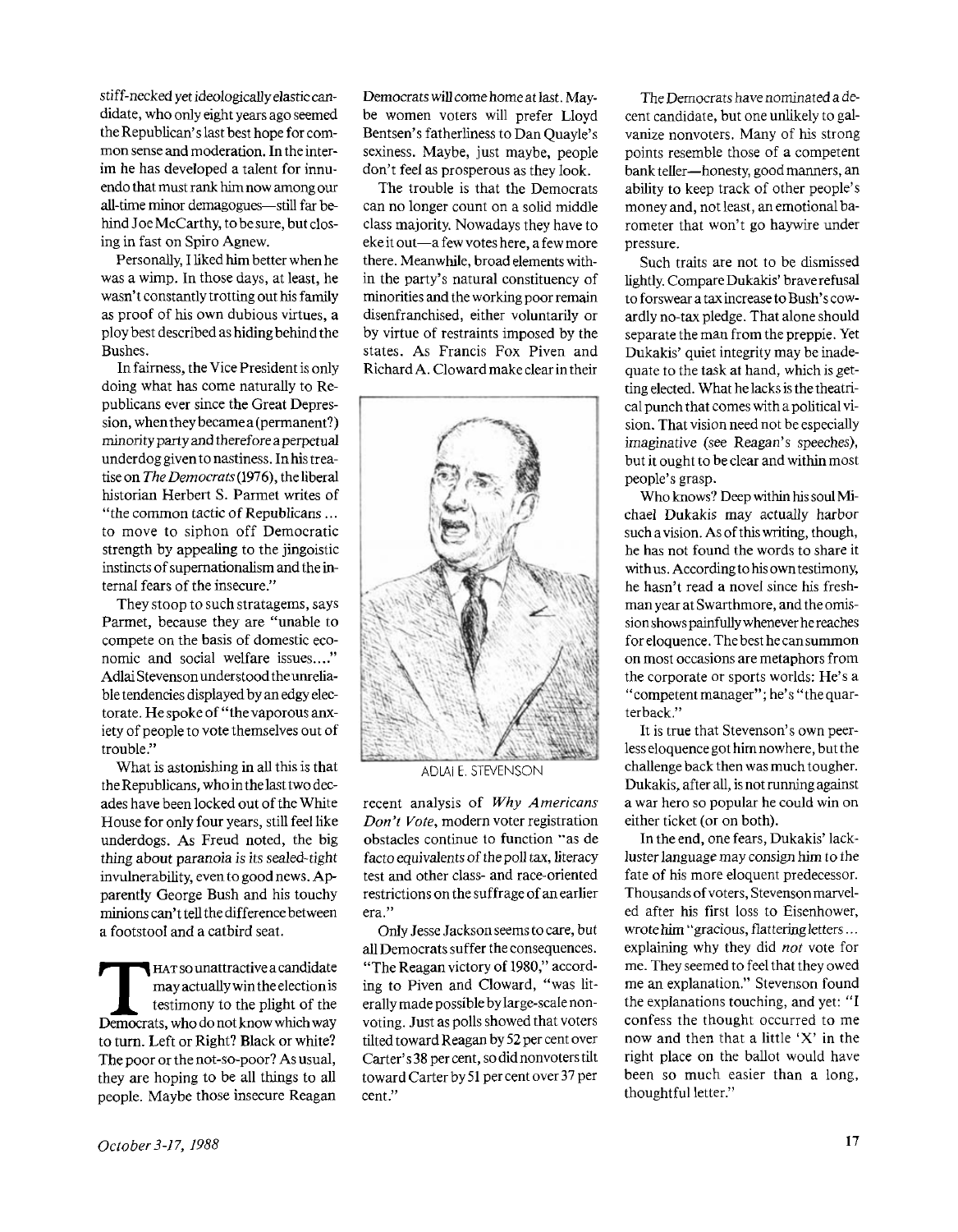stiff-necked yet ideologically elastic candidate, who only eight years ago seemed the Republican's last best hope for common sense and moderation. In the interim he has developed a talent for innuendo that must rank him now among our all-time minor demagogues—still far behind Joe McCarthy, to be sure, but closing in fast on Spiro Agnew.

Personally, I liked him better when he was a wimp. In those days, at least, he wasn't constantly trotting out his family as proof of his own dubious virtues, a ploy best described as hiding behind the Bushes.

In fairness, the Vice President is only doing what has come naturally to Republicans ever since the Great Depression, when they became a (permanent?) minority party and therefore a perpetual underdog given to nastiness. In his treatise on *The Democrats* (1976), the liberal historian Herbert S. Parmet writes of "the common tactic of Republicans ... to move to siphon off Democratic strength by appealing to the jingoistic instincts of supernationalism and the internal fears of the insecure."

They stoop to such stratagems, says Parmet, because they are "unable to compete on the basis of domestic economic and social welfare issues...." Adlai Stevenson understood the unreliable tendencies displayed by an edgy electorate. He spoke of "the vaporous anxiety of people to vote themselves out of trouble."

What is astonishing in all this is that the Republicans, who in the last two decades have been locked out of the White House for only four years, still feel like underdogs. As Freud noted, the big thing about paranoia is its sealed-tight invulnerability, even to good news. Apparently George Bush and his touchy minions can't tell the difference between a footstool and a catbird seat.

That so unattractive a candidate may actually win the election is testimony to the plight of the Democrats, who do not know which way to turn. Left or Right? Black or white? The poor or the not-so-poor? As usual, they are hoping to be all things to all people. Maybe those insecure Reagan Democrats will come home at last. Maybe women voters will prefer Lloyd Bentsen's fatherliness to Dan Quayle's sexiness. Maybe, just maybe, people don't feel as prosperous as they look.

The trouble is that the Democrats can no longer count on a solid middle class majority. Nowadays they have to eke it out—a few votes here, a few more there. Meanwhile, broad elements within the party's natural constituency of minorities and the working poor remain disenfranchised, either voluntarily or by virtue of restraints imposed by the states. As Francis Fox Piven and Richard A. Cloward make clear in their recent analysis of *Why Americans Don't Vote*, modern voter registration obstacles continue to function "as de facto equivalents of the poll tax, literacy test and other class- and race-oriented restrictions on the suffrage of an earlier era."

ADLAI E. STEVENSON

Only Jesse Jackson seems to care, but all Democrats suffer the consequences. "The Reagan victory of 1980," according to Piven and Cloward, "was literally made possible by large-scale nonvoting. Just as polls showed that voters tilted toward Reagan by 52 per cent over Carter's 38 per cent, so did nonvoters tilt toward Carter by 51 per cent over 37 per cent."

The Democrats have nominated a decent candidate, but one unlikely to galvanize nonvoters. Many of his strong points resemble those of a competent bank teller—honesty, good manners, an ability to keep track of other people's money and, not least, an emotional barometer that won't go haywire under pressure.

Such traits are not to be dismissed lightly. Compare Dukakis' brave refusal to forswear a tax increase to Bush's cowardly no-tax pledge. That alone should separate the man from the preppie. Yet Dukakis' quiet integrity may be inadequate to the task at hand, which is getting elected. What he lacks is the theatrical punch that comes with a political vision. That vision need not be especially imaginative (see Reagan's speeches), but it ought to be clear and within most people's grasp.

Who knows? Deep within his soul Michael Dukakis may actually harbor such a vision. As of this writing, though, he has not found the words to share it with us. According to his own testimony, he hasn't read a novel since his freshman year at Swarthmore, and the omission shows painfully whenever he reaches for eloquence. The best he can summon on most occasions are metaphors from the corporate or sports worlds: He's a "competent manager"; he's "the quarterback."

It is true that Stevenson's own peerless eloquence got him nowhere, but the challenge back then was much tougher. Dukakis, after all, is not running against a war hero so popular he could win on either ticket (or on both).

In the end, one fears, Dukakis' lackluster language may consign him to the fate of his more eloquent predecessor. Thousands of voters, Stevenson marveled after his first loss to Eisenhower, wrote him "gracious, flattering letters ... explaining why they did *not* vote for me. They seemed to feel that they owed me an explanation." Stevenson found the explanations touching, and yet: "I confess the thought occurred to me now and then that a little 'X' in the right place on the ballot would have been so much easier than a long, thoughtful letter."